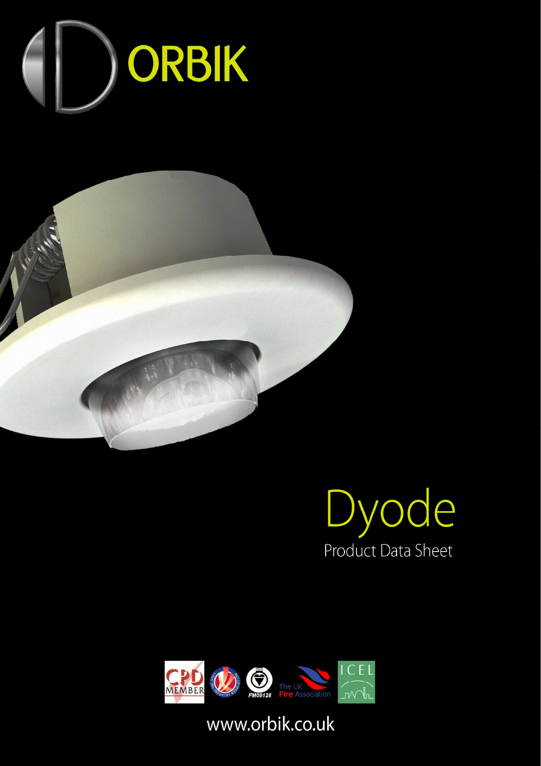# ORBIK

# Dyode

Product Data Sheet

CPD MEMBER

FM09128

The UK Fire Association

ICEL

www.orbik.co.uk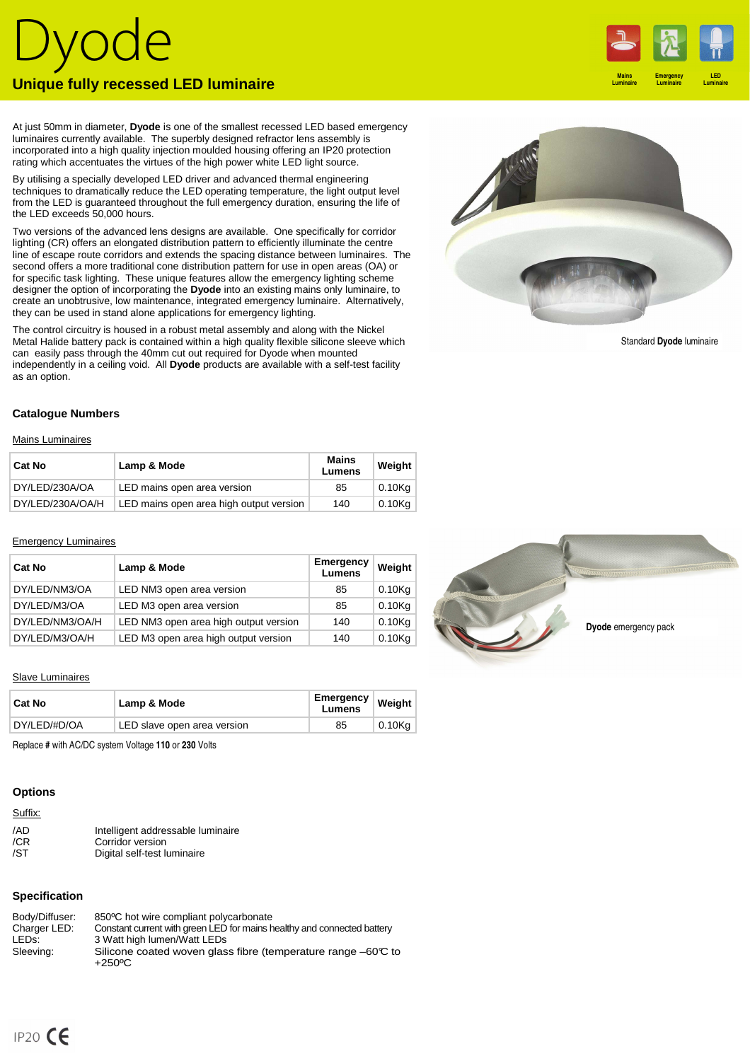# Dyode

## Unique fully recessed LED luminaire

Mains Luminaire | Emergency Luminaire | LED Luminaire

At just 50mm in diameter, **Dyode** is one of the smallest recessed LED based emergency luminaires currently available. The superbly designed refractor lens assembly is incorporated into a high quality injection moulded housing offering an IP20 protection rating which accentuates the virtues of the high power white LED light source.

By utilising a specially developed LED driver and advanced thermal engineering techniques to dramatically reduce the LED operating temperature, the light output level from the LED is guaranteed throughout the full emergency duration, ensuring the life of the LED exceeds 50,000 hours.

Two versions of the advanced lens designs are available. One specifically for corridor lighting (CR) offers an elongated distribution pattern to efficiently illuminate the centre line of escape route corridors and extends the spacing distance between luminaires. The second offers a more traditional cone distribution pattern for use in open areas (OA) or for specific task lighting. These unique features allow the emergency lighting scheme designer the option of incorporating the **Dyode** into an existing mains only luminaire, to create an unobtrusive, low maintenance, integrated emergency luminaire. Alternatively, they can be used in stand alone applications for emergency lighting.

The control circuitry is housed in a robust metal assembly and along with the Nickel Metal Halide battery pack is contained within a high quality flexible silicone sleeve which can easily pass through the 40mm cut out required for Dyode when mounted independently in a ceiling void. All **Dyode** products are available with a self-test facility as an option.

Standard **Dyode** luminaire

### Catalogue Numbers

Mains Luminaires

| Cat No | Lamp & Mode | Mains Lumens | Weight |
|---|---|---|---|
| DY/LED/230A/OA | LED mains open area version | 85 | 0.10Kg |
| DY/LED/230A/OA/H | LED mains open area high output version | 140 | 0.10Kg |

Emergency Luminaires

| Cat No | Lamp & Mode | Emergency Lumens | Weight |
|---|---|---|---|
| DY/LED/NM3/OA | LED NM3 open area version | 85 | 0.10Kg |
| DY/LED/M3/OA | LED M3 open area version | 85 | 0.10Kg |
| DY/LED/NM3/OA/H | LED NM3 open area high output version | 140 | 0.10Kg |
| DY/LED/M3/OA/H | LED M3 open area high output version | 140 | 0.10Kg |

**Dyode** emergency pack

Slave Luminaires

| Cat No | Lamp & Mode | Emergency Lumens | Weight |
|---|---|---|---|
| DY/LED/#D/OA | LED slave open area version | 85 | 0.10Kg |

Replace **#** with AC/DC system Voltage **110** or **230** Volts

### Options

Suffix:

| | |
|---|---|
| /AD | Intelligent addressable luminaire |
| /CR | Corridor version |
| /ST | Digital self-test luminaire |

### Specification

| | |
|---|---|
| Body/Diffuser: | 850ºC hot wire compliant polycarbonate |
| Charger LED: | Constant current with green LED for mains healthy and connected battery |
| LEDs: | 3 Watt high lumen/Watt LEDs |
| Sleeving: | Silicone coated woven glass fibre (temperature range –60ºC to +250ºC |

IP20 CE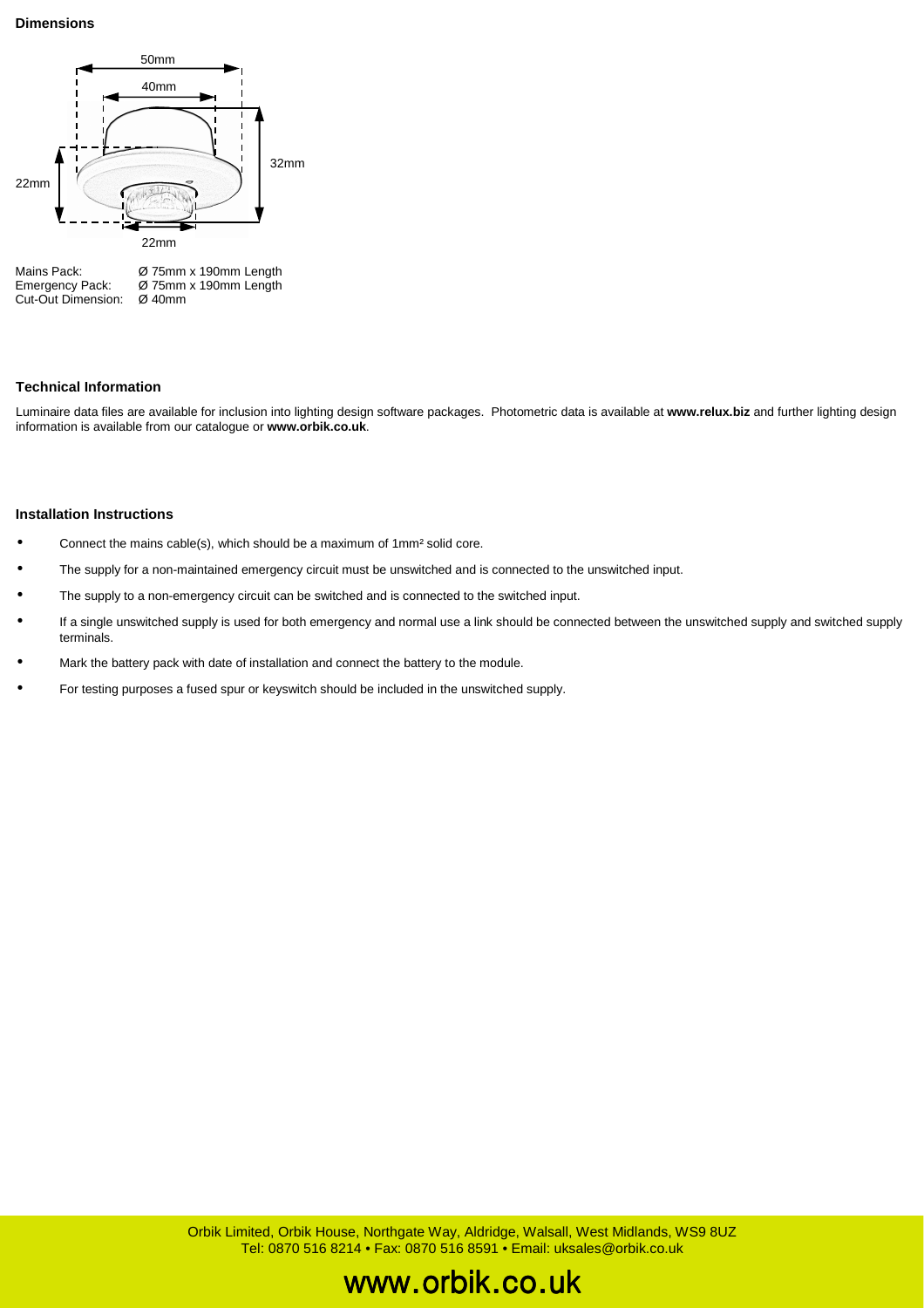**Dimensions**

50mm

40mm

32mm

22mm

22mm

| | |
|---|---|
| Mains Pack: | Ø 75mm x 190mm Length |
| Emergency Pack: | Ø 75mm x 190mm Length |
| Cut-Out Dimension: | Ø 40mm |

**Technical Information**

Luminaire data files are available for inclusion into lighting design software packages. Photometric data is available at **www.relux.biz** and further lighting design information is available from our catalogue or **www.orbik.co.uk**.

**Installation Instructions**

- Connect the mains cable(s), which should be a maximum of $1mm^2$ solid core.
- The supply for a non-maintained emergency circuit must be unswitched and is connected to the unswitched input.
- The supply to a non-emergency circuit can be switched and is connected to the switched input.
- If a single unswitched supply is used for both emergency and normal use a link should be connected between the unswitched supply and switched supply terminals.
- Mark the battery pack with date of installation and connect the battery to the module.
- For testing purposes a fused spur or keyswitch should be included in the unswitched supply.

Orbik Limited, Orbik House, Northgate Way, Aldridge, Walsall, West Midlands, WS9 8UZ
Tel: 0870 516 8214 • Fax: 0870 516 8591 • Email: uksales@orbik.co.uk

www.orbik.co.uk